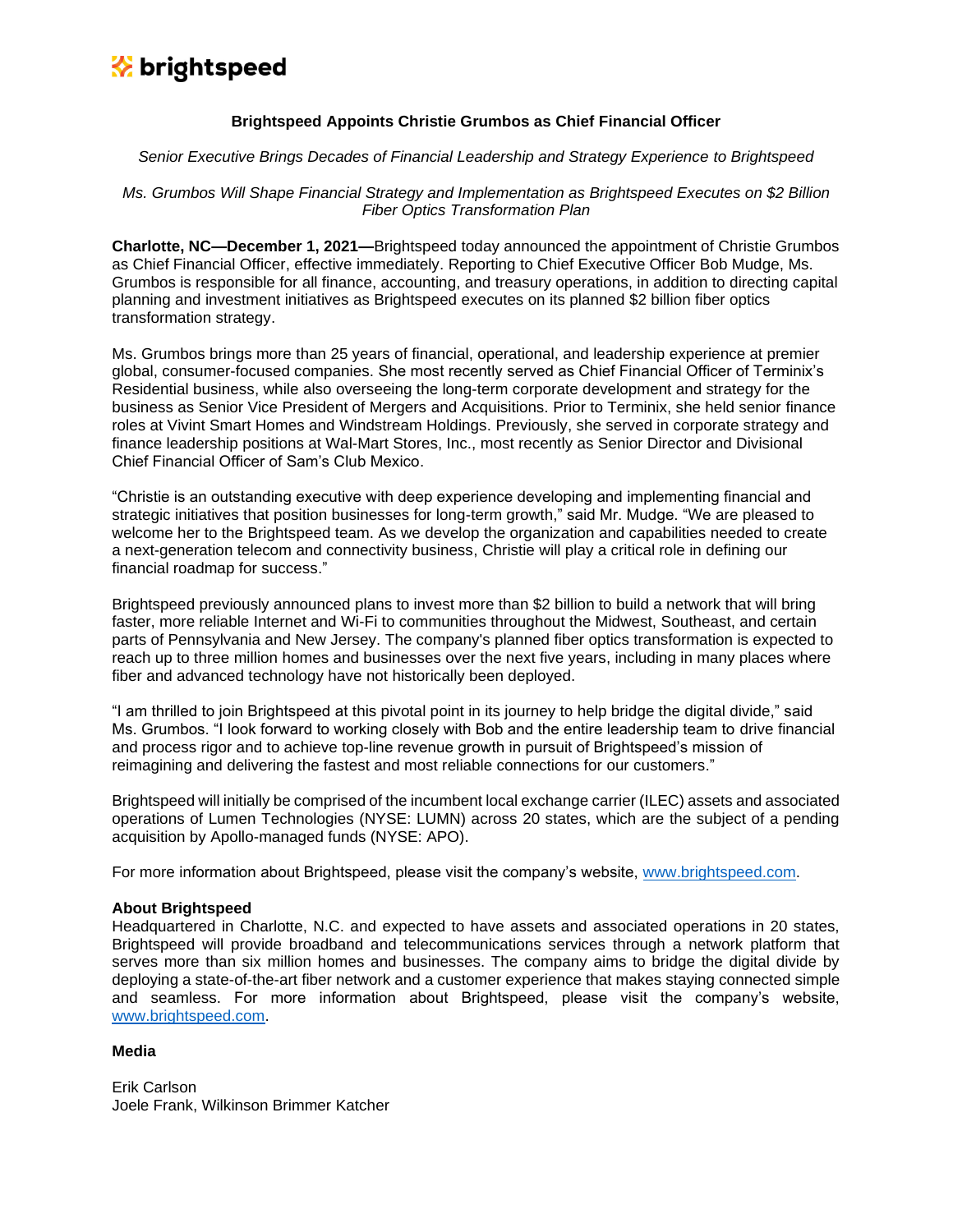brightspeed

# Brightspeed Appoints Christie Grumbos as Chief Financial Officer

*Senior Executive Brings Decades of Financial Leadership and Strategy Experience to Brightspeed*

*Ms. Grumbos Will Shape Financial Strategy and Implementation as Brightspeed Executes on $2 Billion Fiber Optics Transformation Plan*

**Charlotte, NC—December 1, 2021—**Brightspeed today announced the appointment of Christie Grumbos as Chief Financial Officer, effective immediately. Reporting to Chief Executive Officer Bob Mudge, Ms. Grumbos is responsible for all finance, accounting, and treasury operations, in addition to directing capital planning and investment initiatives as Brightspeed executes on its planned $2 billion fiber optics transformation strategy.

Ms. Grumbos brings more than 25 years of financial, operational, and leadership experience at premier global, consumer-focused companies. She most recently served as Chief Financial Officer of Terminix's Residential business, while also overseeing the long-term corporate development and strategy for the business as Senior Vice President of Mergers and Acquisitions. Prior to Terminix, she held senior finance roles at Vivint Smart Homes and Windstream Holdings. Previously, she served in corporate strategy and finance leadership positions at Wal-Mart Stores, Inc., most recently as Senior Director and Divisional Chief Financial Officer of Sam's Club Mexico.

"Christie is an outstanding executive with deep experience developing and implementing financial and strategic initiatives that position businesses for long-term growth," said Mr. Mudge. "We are pleased to welcome her to the Brightspeed team. As we develop the organization and capabilities needed to create a next-generation telecom and connectivity business, Christie will play a critical role in defining our financial roadmap for success."

Brightspeed previously announced plans to invest more than $2 billion to build a network that will bring faster, more reliable Internet and Wi-Fi to communities throughout the Midwest, Southeast, and certain parts of Pennsylvania and New Jersey. The company's planned fiber optics transformation is expected to reach up to three million homes and businesses over the next five years, including in many places where fiber and advanced technology have not historically been deployed.

"I am thrilled to join Brightspeed at this pivotal point in its journey to help bridge the digital divide," said Ms. Grumbos. "I look forward to working closely with Bob and the entire leadership team to drive financial and process rigor and to achieve top-line revenue growth in pursuit of Brightspeed's mission of reimagining and delivering the fastest and most reliable connections for our customers."

Brightspeed will initially be comprised of the incumbent local exchange carrier (ILEC) assets and associated operations of Lumen Technologies (NYSE: LUMN) across 20 states, which are the subject of a pending acquisition by Apollo-managed funds (NYSE: APO).

For more information about Brightspeed, please visit the company's website, [www.brightspeed.com](http://www.brightspeed.com).

**About Brightspeed**
Headquartered in Charlotte, N.C. and expected to have assets and associated operations in 20 states, Brightspeed will provide broadband and telecommunications services through a network platform that serves more than six million homes and businesses. The company aims to bridge the digital divide by deploying a state-of-the-art fiber network and a customer experience that makes staying connected simple and seamless. For more information about Brightspeed, please visit the company's website, [www.brightspeed.com](http://www.brightspeed.com).

**Media**

Erik Carlson
Joele Frank, Wilkinson Brimmer Katcher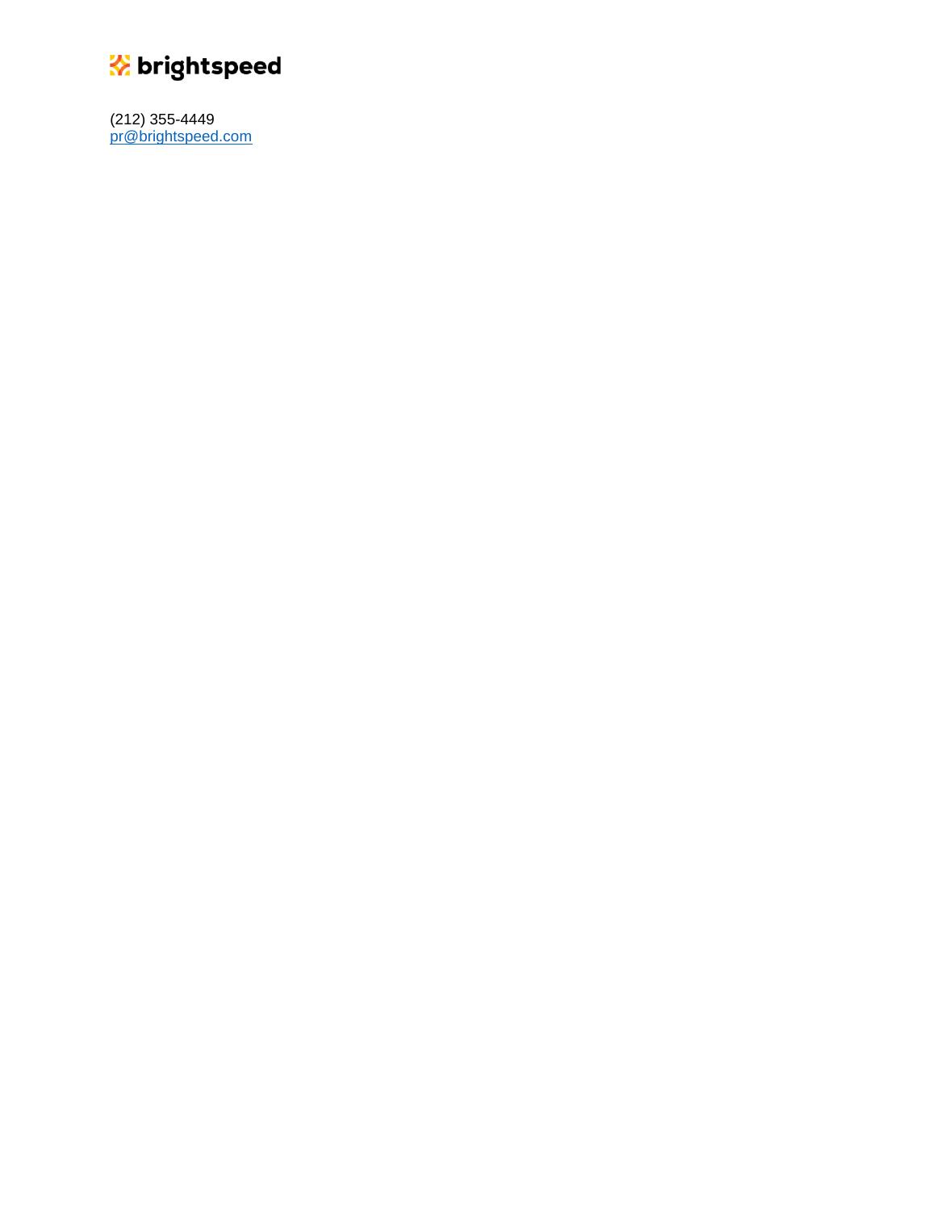brightspeed

(212) 355-4449
pr@brightspeed.com